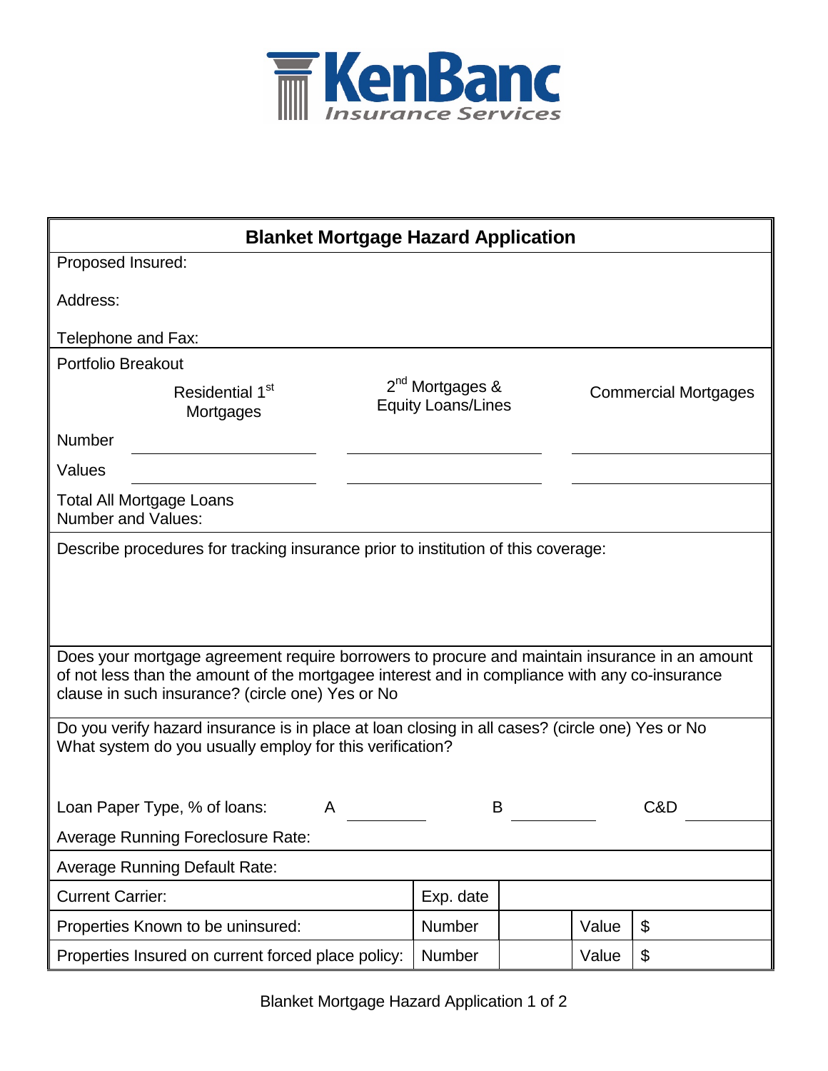KenBanc Insurance Services

## Blanket Mortgage Hazard Application

Proposed Insured:

Address:

Telephone and Fax:

Portfolio Breakout

| | Residential 1st Mortgages | 2nd Mortgages & Equity Loans/Lines | Commercial Mortgages |
|---|---|---|---|
| Number | | | |
| Values | | | |

Total All Mortgage Loans Number and Values:

Describe procedures for tracking insurance prior to institution of this coverage:

Does your mortgage agreement require borrowers to procure and maintain insurance in an amount of not less than the amount of the mortgagee interest and in compliance with any co-insurance clause in such insurance? (circle one) Yes or No

Do you verify hazard insurance is in place at loan closing in all cases? (circle one) Yes or No
What system do you usually employ for this verification?

Loan Paper Type, % of loans: A ________ B ________ C&D ________

Average Running Foreclosure Rate:

Average Running Default Rate:

| Current Carrier: | Exp. date | | | |
|---|---|---|---|---|
| Properties Known to be uninsured: | Number | | Value | $ |
| Properties Insured on current forced place policy: | Number | | Value | $ |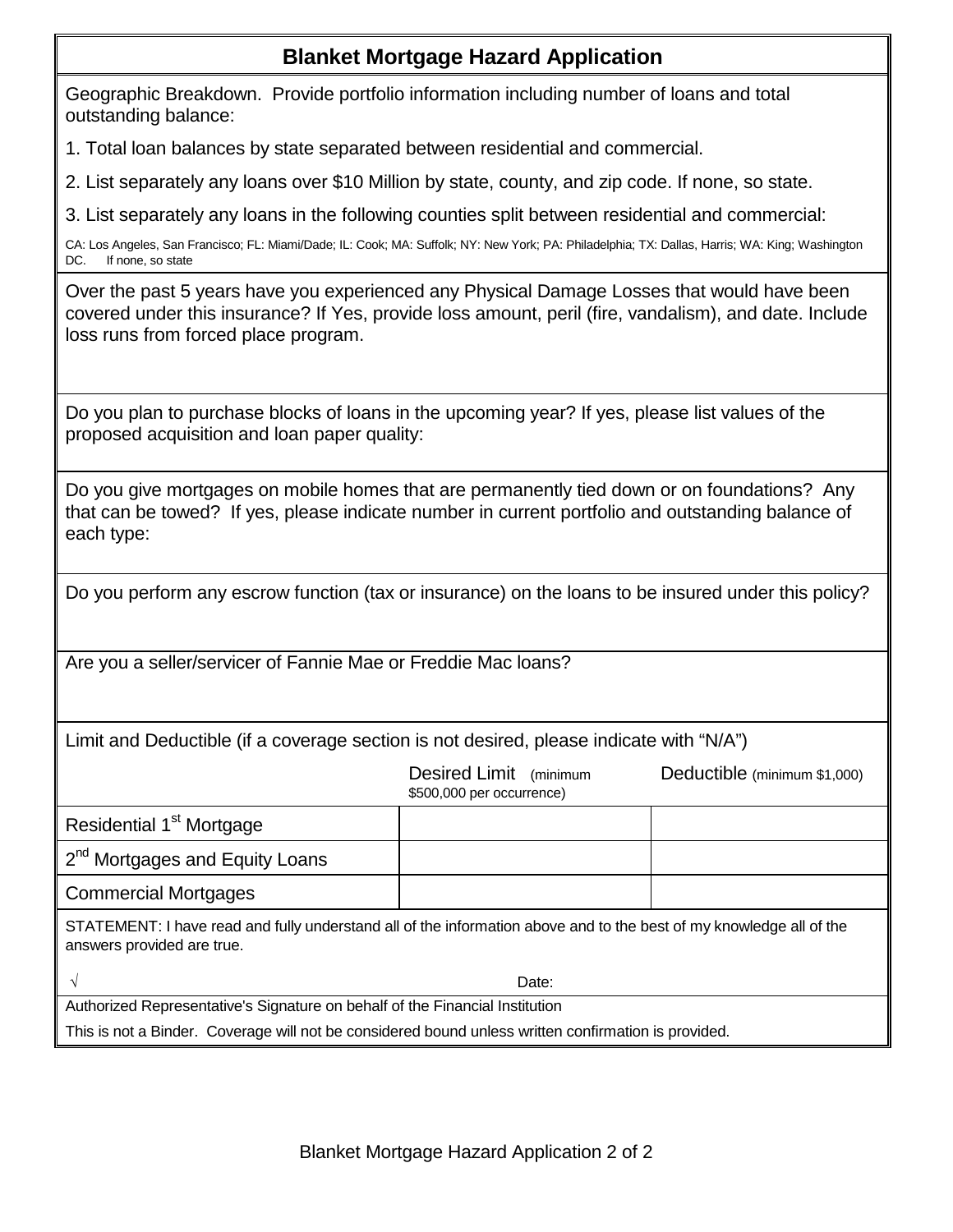# Blanket Mortgage Hazard Application

Geographic Breakdown. Provide portfolio information including number of loans and total outstanding balance:

1. Total loan balances by state separated between residential and commercial.
2. List separately any loans over $10 Million by state, county, and zip code. If none, so state.
3. List separately any loans in the following counties split between residential and commercial:

CA: Los Angeles, San Francisco; FL: Miami/Dade; IL: Cook; MA: Suffolk; NY: New York; PA: Philadelphia; TX: Dallas, Harris; WA: King; Washington DC. If none, so state

Over the past 5 years have you experienced any Physical Damage Losses that would have been covered under this insurance? If Yes, provide loss amount, peril (fire, vandalism), and date. Include loss runs from forced place program.

Do you plan to purchase blocks of loans in the upcoming year? If yes, please list values of the proposed acquisition and loan paper quality:

Do you give mortgages on mobile homes that are permanently tied down or on foundations? Any that can be towed? If yes, please indicate number in current portfolio and outstanding balance of each type:

Do you perform any escrow function (tax or insurance) on the loans to be insured under this policy?

Are you a seller/servicer of Fannie Mae or Freddie Mac loans?

Limit and Deductible (if a coverage section is not desired, please indicate with "N/A")

| | Desired Limit (minimum $500,000 per occurrence) | Deductible (minimum $1,000) |
|---|---|---|
| Residential 1st Mortgage | | |
| 2nd Mortgages and Equity Loans | | |
| Commercial Mortgages | | |

STATEMENT: I have read and fully understand all of the information above and to the best of my knowledge all of the answers provided are true.

√ Date:

Authorized Representative's Signature on behalf of the Financial Institution

This is not a Binder. Coverage will not be considered bound unless written confirmation is provided.